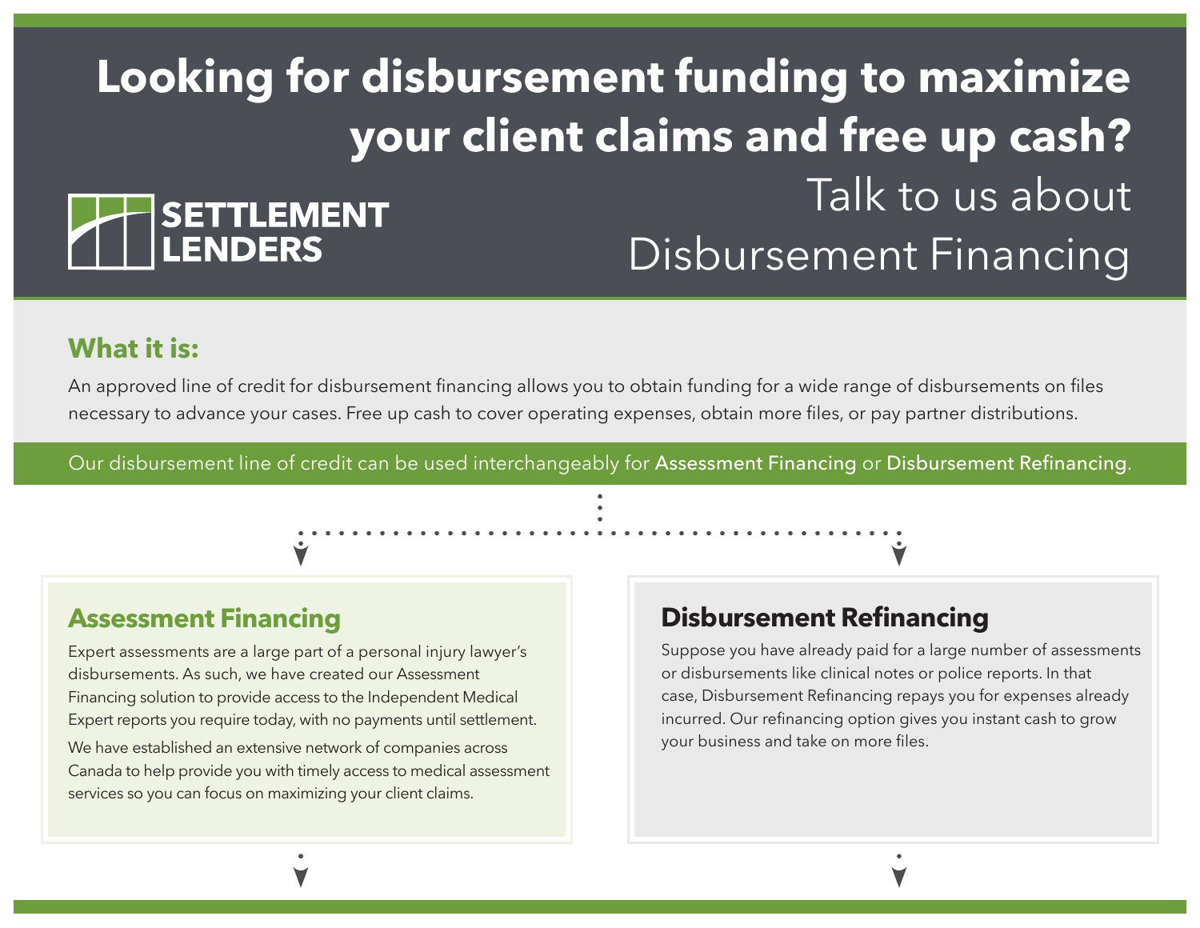# Looking for disbursement funding to maximize your client claims and free up cash?

**SETTLEMENT LENDERS**

## Talk to us about Disbursement Financing

### What it is:

An approved line of credit for disbursement financing allows you to obtain funding for a wide range of disbursements on files necessary to advance your cases. Free up cash to cover operating expenses, obtain more files, or pay partner distributions.

Our disbursement line of credit can be used interchangeably for Assessment Financing or Disbursement Refinancing.

### Assessment Financing

Expert assessments are a large part of a personal injury lawyer's disbursements. As such, we have created our Assessment Financing solution to provide access to the Independent Medical Expert reports you require today, with no payments until settlement.

We have established an extensive network of companies across Canada to help provide you with timely access to medical assessment services so you can focus on maximizing your client claims.

### Disbursement Refinancing

Suppose you have already paid for a large number of assessments or disbursements like clinical notes or police reports. In that case, Disbursement Refinancing repays you for expenses already incurred. Our refinancing option gives you instant cash to grow your business and take on more files.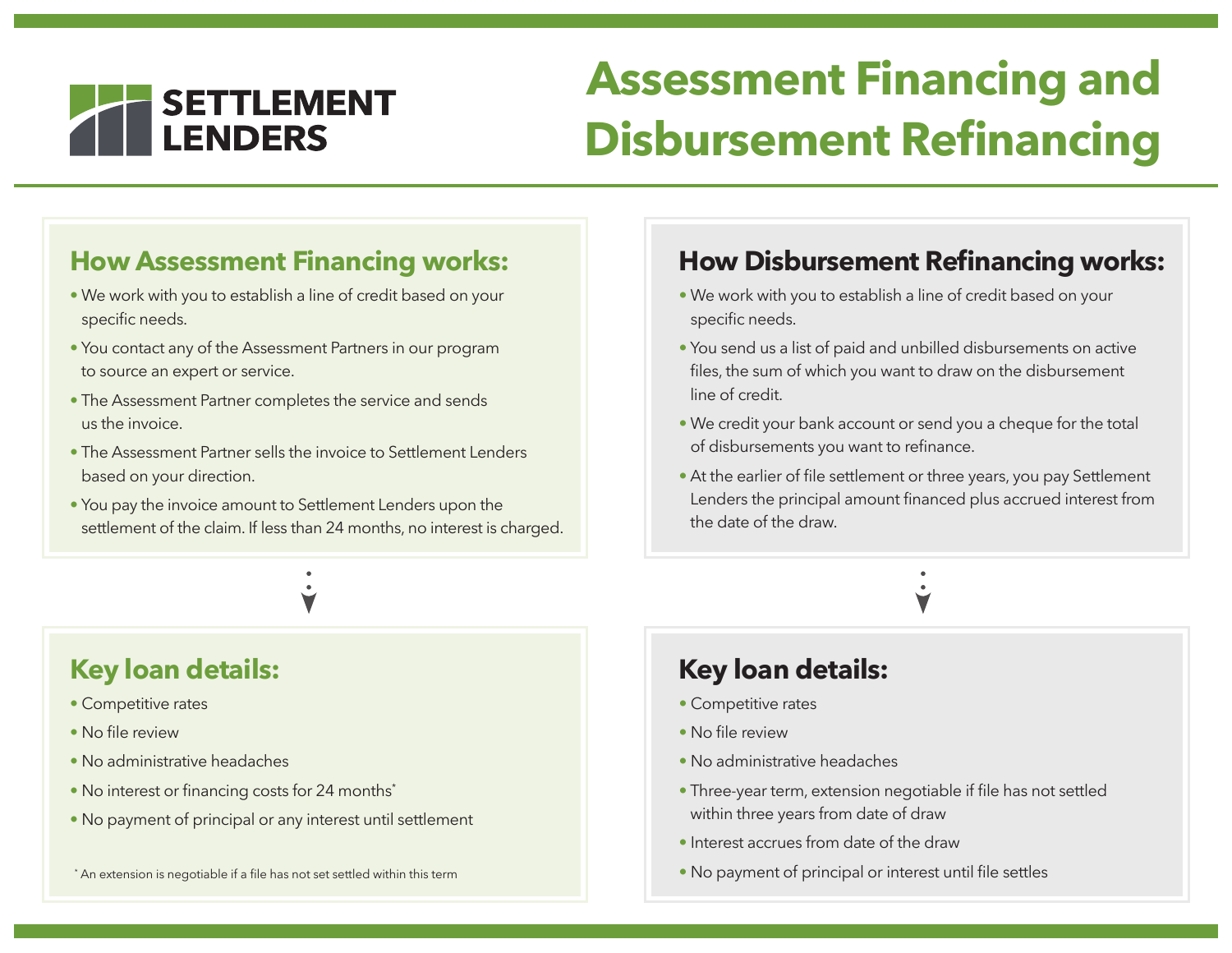SETTLEMENT LENDERS

# Assessment Financing and Disbursement Refinancing

## How Assessment Financing works:

- We work with you to establish a line of credit based on your specific needs.
- You contact any of the Assessment Partners in our program to source an expert or service.
- The Assessment Partner completes the service and sends us the invoice.
- The Assessment Partner sells the invoice to Settlement Lenders based on your direction.
- You pay the invoice amount to Settlement Lenders upon the settlement of the claim. If less than 24 months, no interest is charged.

## Key loan details:

- Competitive rates
- No file review
- No administrative headaches
- No interest or financing costs for 24 months*
- No payment of principal or any interest until settlement

* An extension is negotiable if a file has not set settled within this term

## How Disbursement Refinancing works:

- We work with you to establish a line of credit based on your specific needs.
- You send us a list of paid and unbilled disbursements on active files, the sum of which you want to draw on the disbursement line of credit.
- We credit your bank account or send you a cheque for the total of disbursements you want to refinance.
- At the earlier of file settlement or three years, you pay Settlement Lenders the principal amount financed plus accrued interest from the date of the draw.

## Key loan details:

- Competitive rates
- No file review
- No administrative headaches
- Three-year term, extension negotiable if file has not settled within three years from date of draw
- Interest accrues from date of the draw
- No payment of principal or interest until file settles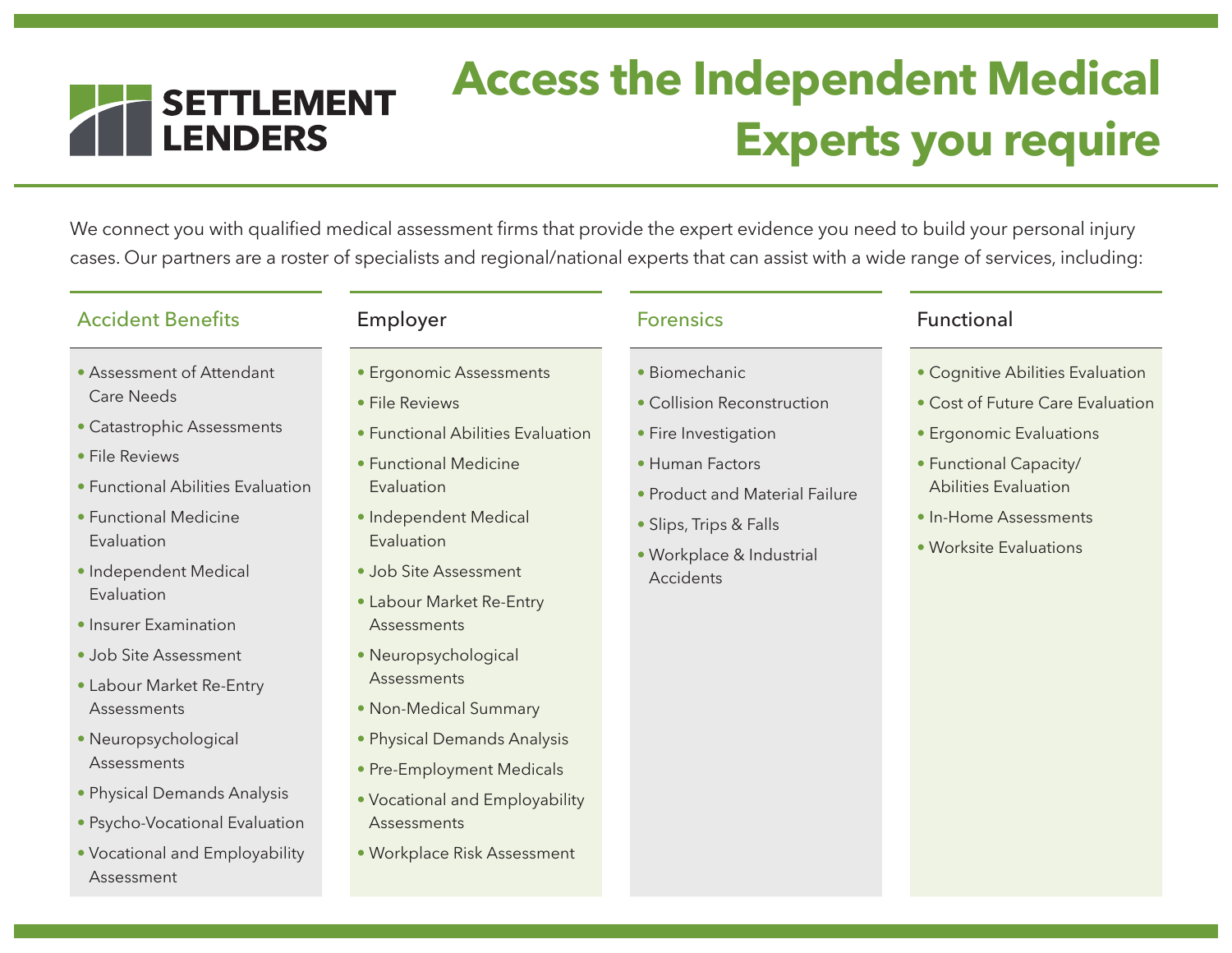SETTLEMENT LENDERS

# Access the Independent Medical Experts you require

We connect you with qualified medical assessment firms that provide the expert evidence you need to build your personal injury cases. Our partners are a roster of specialists and regional/national experts that can assist with a wide range of services, including:

### Accident Benefits

- Assessment of Attendant Care Needs
- Catastrophic Assessments
- File Reviews
- Functional Abilities Evaluation
- Functional Medicine Evaluation
- Independent Medical Evaluation
- Insurer Examination
- Job Site Assessment
- Labour Market Re-Entry Assessments
- Neuropsychological Assessments
- Physical Demands Analysis
- Psycho-Vocational Evaluation
- Vocational and Employability Assessment

### Employer

- Ergonomic Assessments
- File Reviews
- Functional Abilities Evaluation
- Functional Medicine Evaluation
- Independent Medical Evaluation
- Job Site Assessment
- Labour Market Re-Entry Assessments
- Neuropsychological Assessments
- Non-Medical Summary
- Physical Demands Analysis
- Pre-Employment Medicals
- Vocational and Employability Assessments
- Workplace Risk Assessment

### Forensics

- Biomechanic
- Collision Reconstruction
- Fire Investigation
- Human Factors
- Product and Material Failure
- Slips, Trips & Falls
- Workplace & Industrial Accidents

### Functional

- Cognitive Abilities Evaluation
- Cost of Future Care Evaluation
- Ergonomic Evaluations
- Functional Capacity/ Abilities Evaluation
- In-Home Assessments
- Worksite Evaluations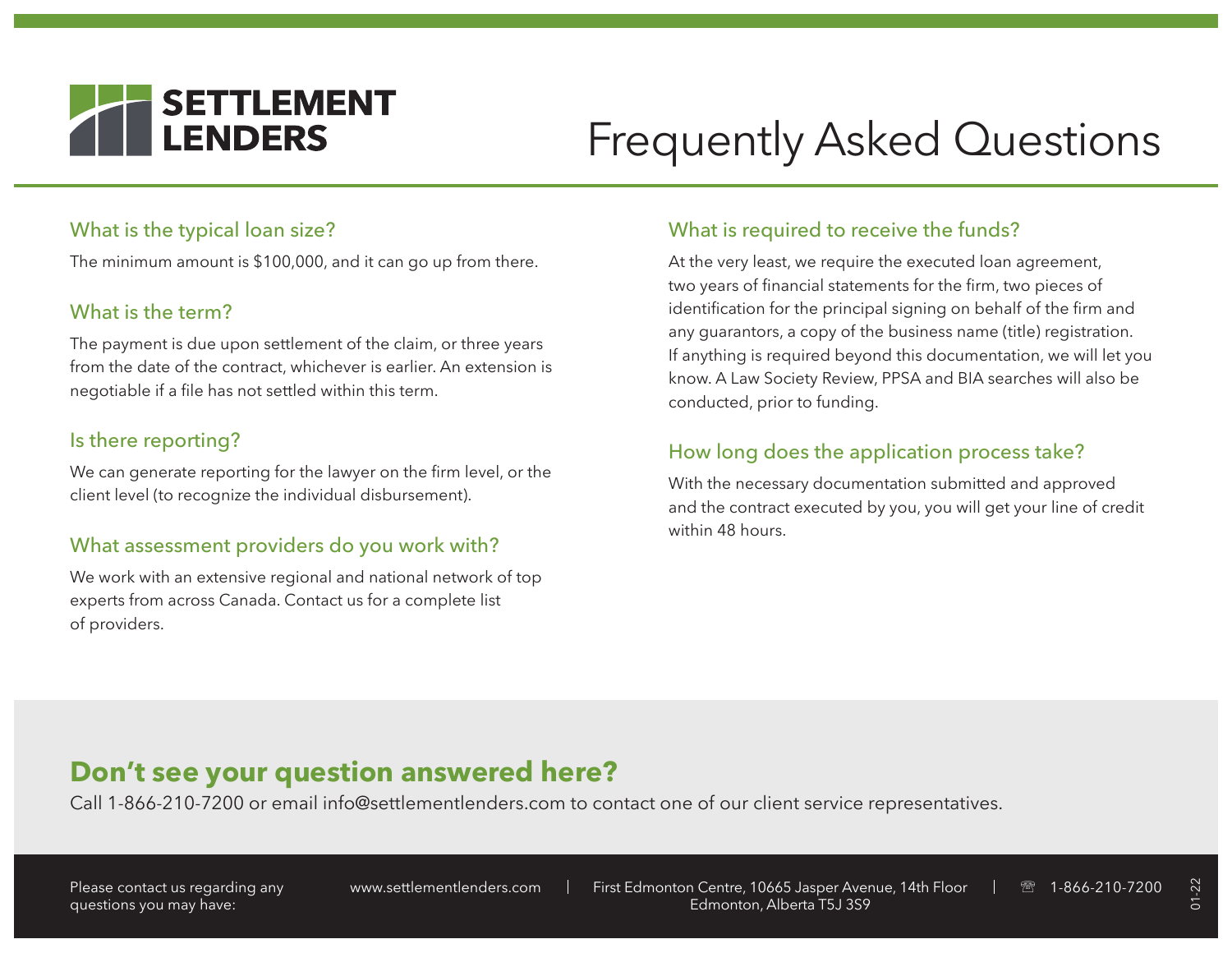# SETTLEMENT LENDERS

# Frequently Asked Questions

### What is the typical loan size?

The minimum amount is $100,000, and it can go up from there.

### What is the term?

The payment is due upon settlement of the claim, or three years from the date of the contract, whichever is earlier. An extension is negotiable if a file has not settled within this term.

### Is there reporting?

We can generate reporting for the lawyer on the firm level, or the client level (to recognize the individual disbursement).

### What assessment providers do you work with?

We work with an extensive regional and national network of top experts from across Canada. Contact us for a complete list of providers.

### What is required to receive the funds?

At the very least, we require the executed loan agreement, two years of financial statements for the firm, two pieces of identification for the principal signing on behalf of the firm and any guarantors, a copy of the business name (title) registration. If anything is required beyond this documentation, we will let you know. A Law Society Review, PPSA and BIA searches will also be conducted, prior to funding.

### How long does the application process take?

With the necessary documentation submitted and approved and the contract executed by you, you will get your line of credit within 48 hours.

## Don't see your question answered here?

Call 1-866-210-7200 or email info@settlementlenders.com to contact one of our client service representatives.

Please contact us regarding any questions you may have: | www.settlementlenders.com | First Edmonton Centre, 10665 Jasper Avenue, 14th Floor Edmonton, Alberta T5J 3S9 | ☏ 1-866-210-7200

01-22